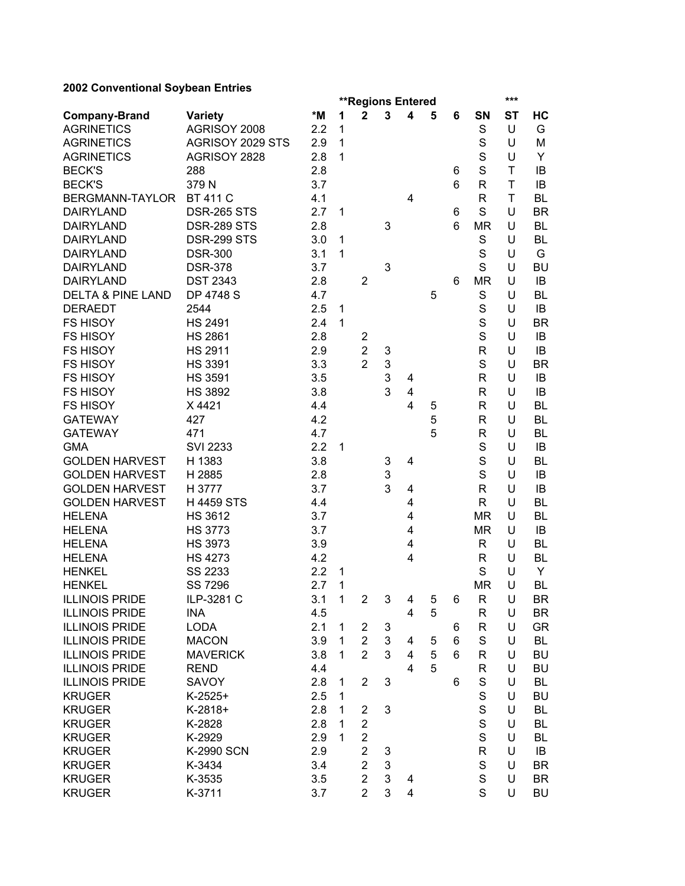## 2002 Conventional Soybean Entries

| | | | **Regions Entered | | | | | | | *** | |
|---|---|---|---|---|---|---|---|---|---|---|---|
| **Company-Brand** | **Variety** | ***M** | **1** | **2** | **3** | **4** | **5** | **6** | **SN** | **ST** | **HC** |
| AGRINETICS | AGRISOY 2008 | 2.2 | 1 | | | | | | S | U | G |
| AGRINETICS | AGRISOY 2029 STS | 2.9 | 1 | | | | | | S | U | M |
| AGRINETICS | AGRISOY 2828 | 2.8 | 1 | | | | | | S | U | Y |
| BECK'S | 288 | 2.8 | | | | | | 6 | S | T | IB |
| BECK'S | 379 N | 3.7 | | | | | | 6 | R | T | IB |
| BERGMANN-TAYLOR | BT 411 C | 4.1 | | | | 4 | | | R | T | BL |
| DAIRYLAND | DSR-265 STS | 2.7 | 1 | | | | | 6 | S | U | BR |
| DAIRYLAND | DSR-289 STS | 2.8 | | | 3 | | | 6 | MR | U | BL |
| DAIRYLAND | DSR-299 STS | 3.0 | 1 | | | | | | S | U | BL |
| DAIRYLAND | DSR-300 | 3.1 | 1 | | | | | | S | U | G |
| DAIRYLAND | DSR-378 | 3.7 | | | 3 | | | | S | U | BU |
| DAIRYLAND | DST 2343 | 2.8 | | 2 | | | | 6 | MR | U | IB |
| DELTA & PINE LAND | DP 4748 S | 4.7 | | | | | 5 | | S | U | BL |
| DERAEDT | 2544 | 2.5 | 1 | | | | | | S | U | IB |
| FS HISOY | HS 2491 | 2.4 | 1 | | | | | | S | U | BR |
| FS HISOY | HS 2861 | 2.8 | | 2 | | | | | S | U | IB |
| FS HISOY | HS 2911 | 2.9 | | 2 | 3 | | | | R | U | IB |
| FS HISOY | HS 3391 | 3.3 | | 2 | 3 | | | | S | U | BR |
| FS HISOY | HS 3591 | 3.5 | | | 3 | 4 | | | R | U | IB |
| FS HISOY | HS 3892 | 3.8 | | | 3 | 4 | | | R | U | IB |
| FS HISOY | X 4421 | 4.4 | | | | 4 | 5 | | R | U | BL |
| GATEWAY | 427 | 4.2 | | | | | 5 | | R | U | BL |
| GATEWAY | 471 | 4.7 | | | | | 5 | | R | U | BL |
| GMA | SVI 2233 | 2.2 | 1 | | | | | | S | U | IB |
| GOLDEN HARVEST | H 1383 | 3.8 | | | 3 | 4 | | | S | U | BL |
| GOLDEN HARVEST | H 2885 | 2.8 | | | 3 | | | | S | U | IB |
| GOLDEN HARVEST | H 3777 | 3.7 | | | 3 | 4 | | | R | U | IB |
| GOLDEN HARVEST | H 4459 STS | 4.4 | | | | 4 | | | R | U | BL |
| HELENA | HS 3612 | 3.7 | | | | 4 | | | MR | U | BL |
| HELENA | HS 3773 | 3.7 | | | | 4 | | | MR | U | IB |
| HELENA | HS 3973 | 3.9 | | | | 4 | | | R | U | BL |
| HELENA | HS 4273 | 4.2 | | | | 4 | | | R | U | BL |
| HENKEL | SS 2233 | 2.2 | 1 | | | | | | S | U | Y |
| HENKEL | SS 7296 | 2.7 | 1 | | | | | | MR | U | BL |
| ILLINOIS PRIDE | ILP-3281 C | 3.1 | 1 | 2 | 3 | 4 | 5 | 6 | R | U | BR |
| ILLINOIS PRIDE | INA | 4.5 | | | | 4 | 5 | | R | U | BR |
| ILLINOIS PRIDE | LODA | 2.1 | 1 | 2 | 3 | | | 6 | R | U | GR |
| ILLINOIS PRIDE | MACON | 3.9 | 1 | 2 | 3 | 4 | 5 | 6 | S | U | BL |
| ILLINOIS PRIDE | MAVERICK | 3.8 | 1 | 2 | 3 | 4 | 5 | 6 | R | U | BU |
| ILLINOIS PRIDE | REND | 4.4 | | | | 4 | 5 | | R | U | BU |
| ILLINOIS PRIDE | SAVOY | 2.8 | 1 | 2 | 3 | | | 6 | S | U | BL |
| KRUGER | K-2525+ | 2.5 | 1 | | | | | | S | U | BU |
| KRUGER | K-2818+ | 2.8 | 1 | 2 | 3 | | | | S | U | BL |
| KRUGER | K-2828 | 2.8 | 1 | 2 | | | | | S | U | BL |
| KRUGER | K-2929 | 2.9 | 1 | 2 | | | | | S | U | BL |
| KRUGER | K-2990 SCN | 2.9 | | 2 | 3 | | | | R | U | IB |
| KRUGER | K-3434 | 3.4 | | 2 | 3 | | | | S | U | BR |
| KRUGER | K-3535 | 3.5 | | 2 | 3 | 4 | | | S | U | BR |
| KRUGER | K-3711 | 3.7 | | 2 | 3 | 4 | | | S | U | BU |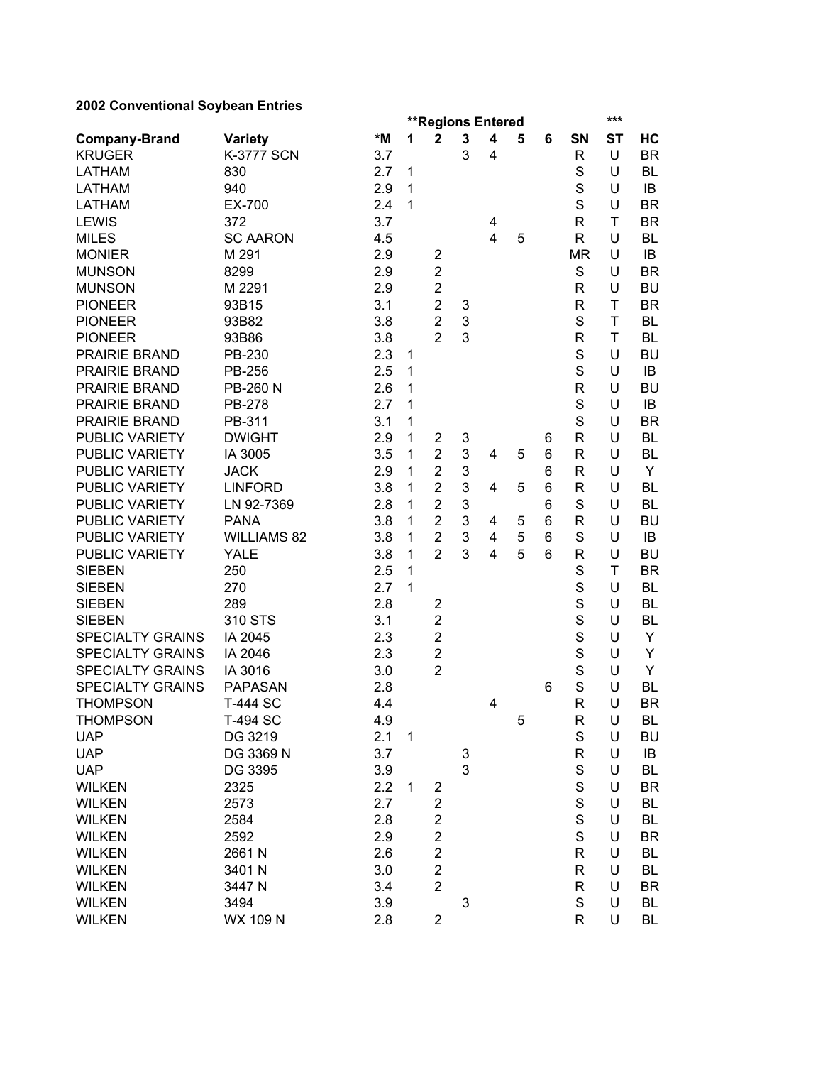## 2002 Conventional Soybean Entries

| Company-Brand | Variety | *M | **Regions Entered 1 | 2 | 3 | 4 | 5 | 6 | SN | *** ST | HC |
|---|---|---|---|---|---|---|---|---|---|---|---|
| KRUGER | K-3777 SCN | 3.7 | | | 3 | 4 | | | R | U | BR |
| LATHAM | 830 | 2.7 | 1 | | | | | | S | U | BL |
| LATHAM | 940 | 2.9 | 1 | | | | | | S | U | IB |
| LATHAM | EX-700 | 2.4 | 1 | | | | | | S | U | BR |
| LEWIS | 372 | 3.7 | | | | 4 | | | R | T | BR |
| MILES | SC AARON | 4.5 | | | | 4 | 5 | | R | U | BL |
| MONIER | M 291 | 2.9 | | 2 | | | | | MR | U | IB |
| MUNSON | 8299 | 2.9 | | 2 | | | | | S | U | BR |
| MUNSON | M 2291 | 2.9 | | 2 | | | | | R | U | BU |
| PIONEER | 93B15 | 3.1 | | 2 | 3 | | | | R | T | BR |
| PIONEER | 93B82 | 3.8 | | 2 | 3 | | | | S | T | BL |
| PIONEER | 93B86 | 3.8 | | 2 | 3 | | | | R | T | BL |
| PRAIRIE BRAND | PB-230 | 2.3 | 1 | | | | | | S | U | BU |
| PRAIRIE BRAND | PB-256 | 2.5 | 1 | | | | | | S | U | IB |
| PRAIRIE BRAND | PB-260 N | 2.6 | 1 | | | | | | R | U | BU |
| PRAIRIE BRAND | PB-278 | 2.7 | 1 | | | | | | S | U | IB |
| PRAIRIE BRAND | PB-311 | 3.1 | 1 | | | | | | S | U | BR |
| PUBLIC VARIETY | DWIGHT | 2.9 | 1 | 2 | 3 | | | 6 | R | U | BL |
| PUBLIC VARIETY | IA 3005 | 3.5 | 1 | 2 | 3 | 4 | 5 | 6 | R | U | BL |
| PUBLIC VARIETY | JACK | 2.9 | 1 | 2 | 3 | | | 6 | R | U | Y |
| PUBLIC VARIETY | LINFORD | 3.8 | 1 | 2 | 3 | 4 | 5 | 6 | R | U | BL |
| PUBLIC VARIETY | LN 92-7369 | 2.8 | 1 | 2 | 3 | | | 6 | S | U | BL |
| PUBLIC VARIETY | PANA | 3.8 | 1 | 2 | 3 | 4 | 5 | 6 | R | U | BU |
| PUBLIC VARIETY | WILLIAMS 82 | 3.8 | 1 | 2 | 3 | 4 | 5 | 6 | S | U | IB |
| PUBLIC VARIETY | YALE | 3.8 | 1 | 2 | 3 | 4 | 5 | 6 | R | U | BU |
| SIEBEN | 250 | 2.5 | 1 | | | | | | S | T | BR |
| SIEBEN | 270 | 2.7 | 1 | | | | | | S | U | BL |
| SIEBEN | 289 | 2.8 | | 2 | | | | | S | U | BL |
| SIEBEN | 310 STS | 3.1 | | 2 | | | | | S | U | BL |
| SPECIALTY GRAINS | IA 2045 | 2.3 | | 2 | | | | | S | U | Y |
| SPECIALTY GRAINS | IA 2046 | 2.3 | | 2 | | | | | S | U | Y |
| SPECIALTY GRAINS | IA 3016 | 3.0 | | 2 | | | | | S | U | Y |
| SPECIALTY GRAINS | PAPASAN | 2.8 | | | | | | 6 | S | U | BL |
| THOMPSON | T-444 SC | 4.4 | | | | 4 | | | R | U | BR |
| THOMPSON | T-494 SC | 4.9 | | | | | 5 | | R | U | BL |
| UAP | DG 3219 | 2.1 | 1 | | | | | | S | U | BU |
| UAP | DG 3369 N | 3.7 | | | 3 | | | | R | U | IB |
| UAP | DG 3395 | 3.9 | | | 3 | | | | S | U | BL |
| WILKEN | 2325 | 2.2 | 1 | 2 | | | | | S | U | BR |
| WILKEN | 2573 | 2.7 | | 2 | | | | | S | U | BL |
| WILKEN | 2584 | 2.8 | | 2 | | | | | S | U | BL |
| WILKEN | 2592 | 2.9 | | 2 | | | | | S | U | BR |
| WILKEN | 2661 N | 2.6 | | 2 | | | | | R | U | BL |
| WILKEN | 3401 N | 3.0 | | 2 | | | | | R | U | BL |
| WILKEN | 3447 N | 3.4 | | 2 | | | | | R | U | BR |
| WILKEN | 3494 | 3.9 | | | 3 | | | | S | U | BL |
| WILKEN | WX 109 N | 2.8 | | 2 | | | | | R | U | BL |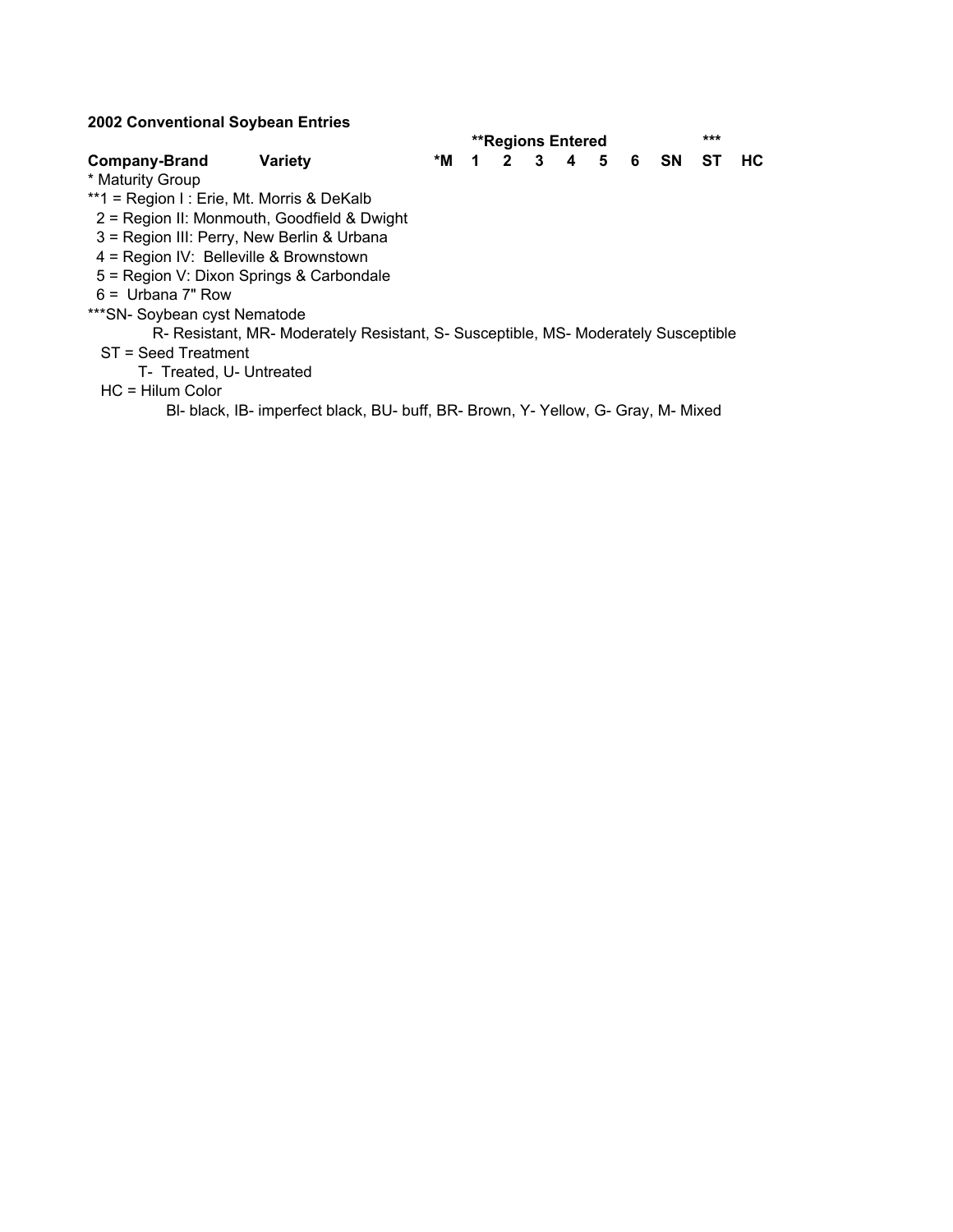**2002 Conventional Soybean Entries**

| | | | **Regions Entered | | | | | | | *** | |
|---|---|---|---|---|---|---|---|---|---|---|---|
| **Company-Brand** | **Variety** | ***M** | **1** | **2** | **3** | **4** | **5** | **6** | **SN** | **ST** | **HC** |

* Maturity Group

**1 = Region I : Erie, Mt. Morris & DeKalb
2 = Region II: Monmouth, Goodfield & Dwight
3 = Region III: Perry, New Berlin & Urbana
4 = Region IV: Belleville & Brownstown
5 = Region V: Dixon Springs & Carbondale
6 = Urbana 7" Row

***SN- Soybean cyst Nematode
R- Resistant, MR- Moderately Resistant, S- Susceptible, MS- Moderately Susceptible

ST = Seed Treatment
T- Treated, U- Untreated

HC = Hilum Color
Bl- black, IB- imperfect black, BU- buff, BR- Brown, Y- Yellow, G- Gray, M- Mixed